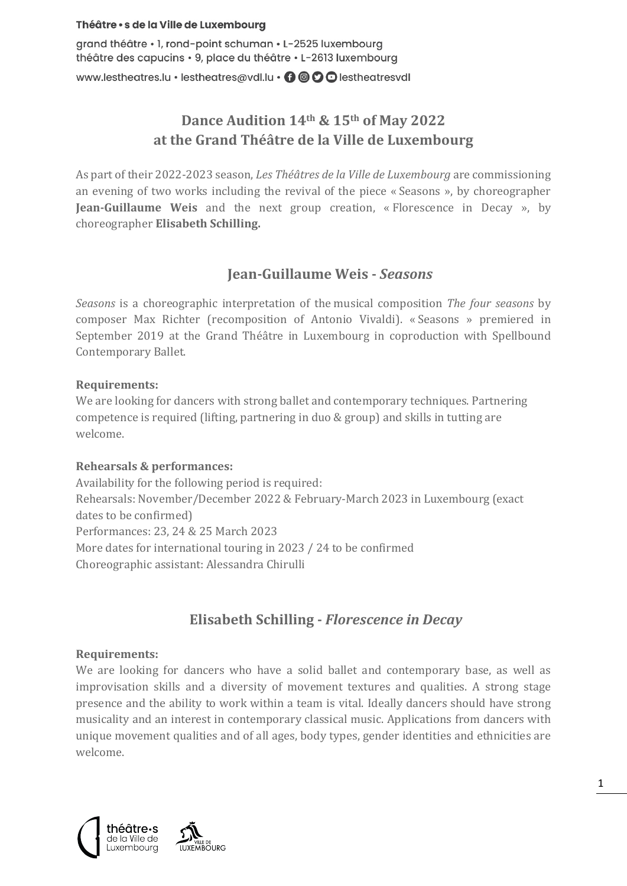Théâtre • s de la Ville de Luxembourg

grand théâtre • 1, rond-point schuman • L-2525 luxembourg
théâtre des capucins • 9, place du théâtre • L-2613 luxembourg

www.lestheatres.lu • lestheatres@vdl.lu • lestheatresvdl

# Dance Audition 14th & 15th of May 2022 at the Grand Théâtre de la Ville de Luxembourg

As part of their 2022-2023 season, *Les Théâtres de la Ville de Luxembourg* are commissioning an evening of two works including the revival of the piece « Seasons », by choreographer **Jean-Guillaume Weis** and the next group creation, « Florescence in Decay », by choreographer **Elisabeth Schilling.**

## Jean-Guillaume Weis - *Seasons*

*Seasons* is a choreographic interpretation of the musical composition *The four seasons* by composer Max Richter (recomposition of Antonio Vivaldi). « Seasons » premiered in September 2019 at the Grand Théâtre in Luxembourg in coproduction with Spellbound Contemporary Ballet.

**Requirements:**
We are looking for dancers with strong ballet and contemporary techniques. Partnering competence is required (lifting, partnering in duo & group) and skills in tutting are welcome.

**Rehearsals & performances:**
Availability for the following period is required:
Rehearsals: November/December 2022 & February-March 2023 in Luxembourg (exact dates to be confirmed)
Performances: 23, 24 & 25 March 2023
More dates for international touring in 2023 / 24 to be confirmed
Choreographic assistant: Alessandra Chirulli

## Elisabeth Schilling - *Florescence in Decay*

**Requirements:**
We are looking for dancers who have a solid ballet and contemporary base, as well as improvisation skills and a diversity of movement textures and qualities. A strong stage presence and the ability to work within a team is vital. Ideally dancers should have strong musicality and an interest in contemporary classical music. Applications from dancers with unique movement qualities and of all ages, body types, gender identities and ethnicities are welcome.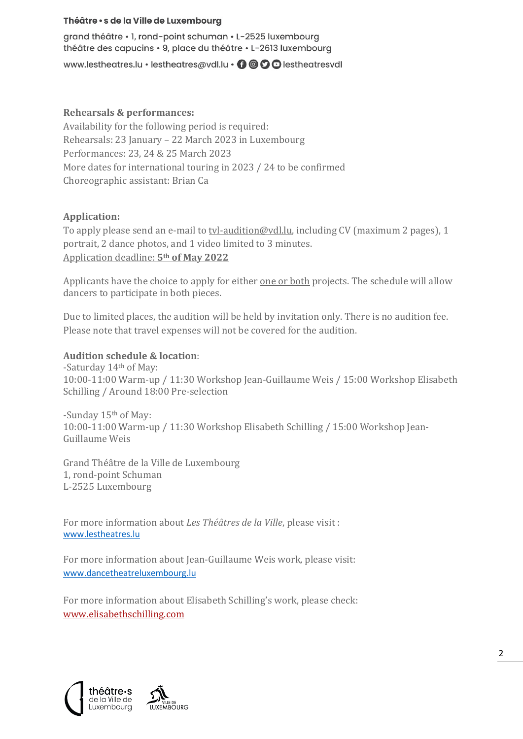**Rehearsals & performances:**
Availability for the following period is required:
Rehearsals: 23 January – 22 March 2023 in Luxembourg
Performances: 23, 24 & 25 March 2023
More dates for international touring in 2023 / 24 to be confirmed
Choreographic assistant: Brian Ca

**Application:**
To apply please send an e-mail to tvl-audition@vdl.lu, including CV (maximum 2 pages), 1 portrait, 2 dance photos, and 1 video limited to 3 minutes.
Application deadline: **5th of May 2022**

Applicants have the choice to apply for either one or both projects. The schedule will allow dancers to participate in both pieces.

Due to limited places, the audition will be held by invitation only. There is no audition fee. Please note that travel expenses will not be covered for the audition.

**Audition schedule & location**:
-Saturday 14th of May:
10:00-11:00 Warm-up / 11:30 Workshop Jean-Guillaume Weis / 15:00 Workshop Elisabeth Schilling / Around 18:00 Pre-selection

-Sunday 15th of May:
10:00-11:00 Warm-up / 11:30 Workshop Elisabeth Schilling / 15:00 Workshop Jean-Guillaume Weis

Grand Théâtre de la Ville de Luxembourg
1, rond-point Schuman
L-2525 Luxembourg

For more information about *Les Théâtres de la Ville*, please visit :
www.lestheatres.lu

For more information about Jean-Guillaume Weis work, please visit:
www.dancetheatreluxembourg.lu

For more information about Elisabeth Schilling's work, please check:
www.elisabethschilling.com